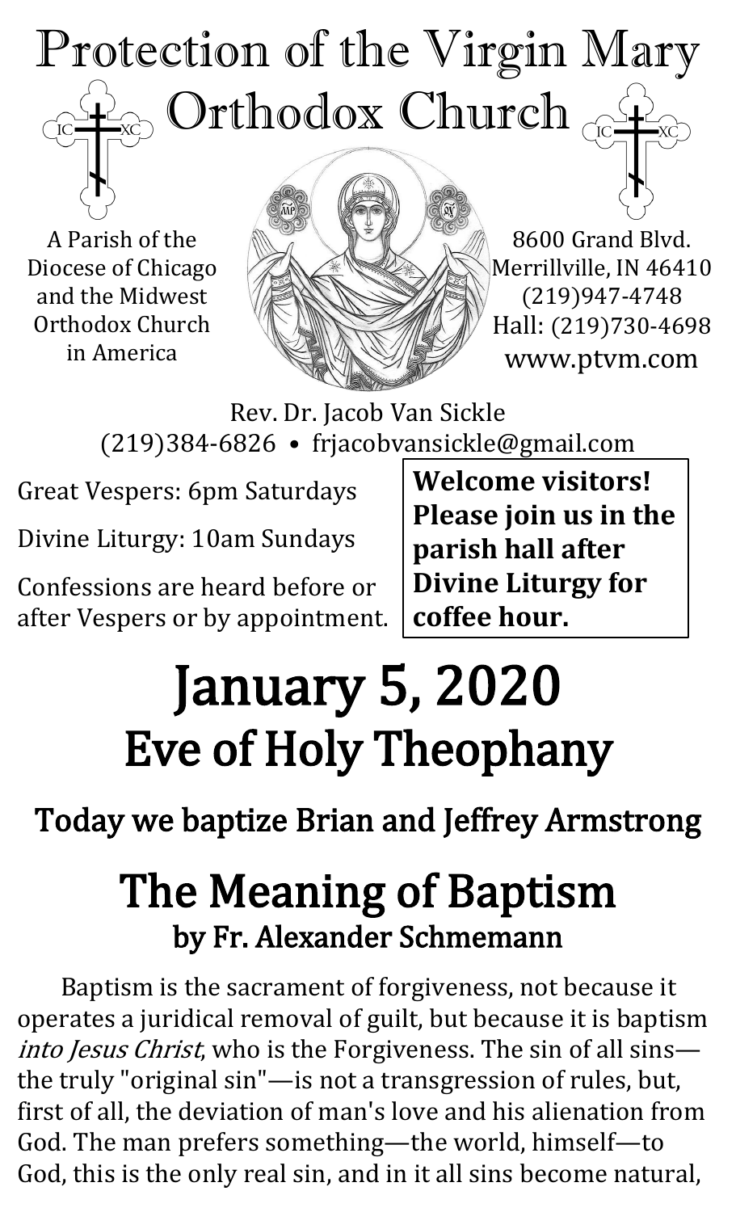# Protection of the Virgin Mary Orthodox Church

A Parish of the Diocese of Chicago and the Midwest Orthodox Church in America

8600 Grand Blvd.
Merrillville, IN 46410
(219)947-4748
Hall: (219)730-4698
www.ptvm.com

Rev. Dr. Jacob Van Sickle
(219)384-6826 • frjacobvansickle@gmail.com

Great Vespers: 6pm Saturdays

Divine Liturgy: 10am Sundays

Confessions are heard before or after Vespers or by appointment.

**Welcome visitors! Please join us in the parish hall after Divine Liturgy for coffee hour.**

# January 5, 2020
# Eve of Holy Theophany

## Today we baptize Brian and Jeffrey Armstrong

# The Meaning of Baptism
## by Fr. Alexander Schmemann

Baptism is the sacrament of forgiveness, not because it operates a juridical removal of guilt, but because it is baptism *into Jesus Christ*, who is the Forgiveness. The sin of all sins—the truly "original sin"—is not a transgression of rules, but, first of all, the deviation of man's love and his alienation from God. The man prefers something—the world, himself—to God, this is the only real sin, and in it all sins become natural,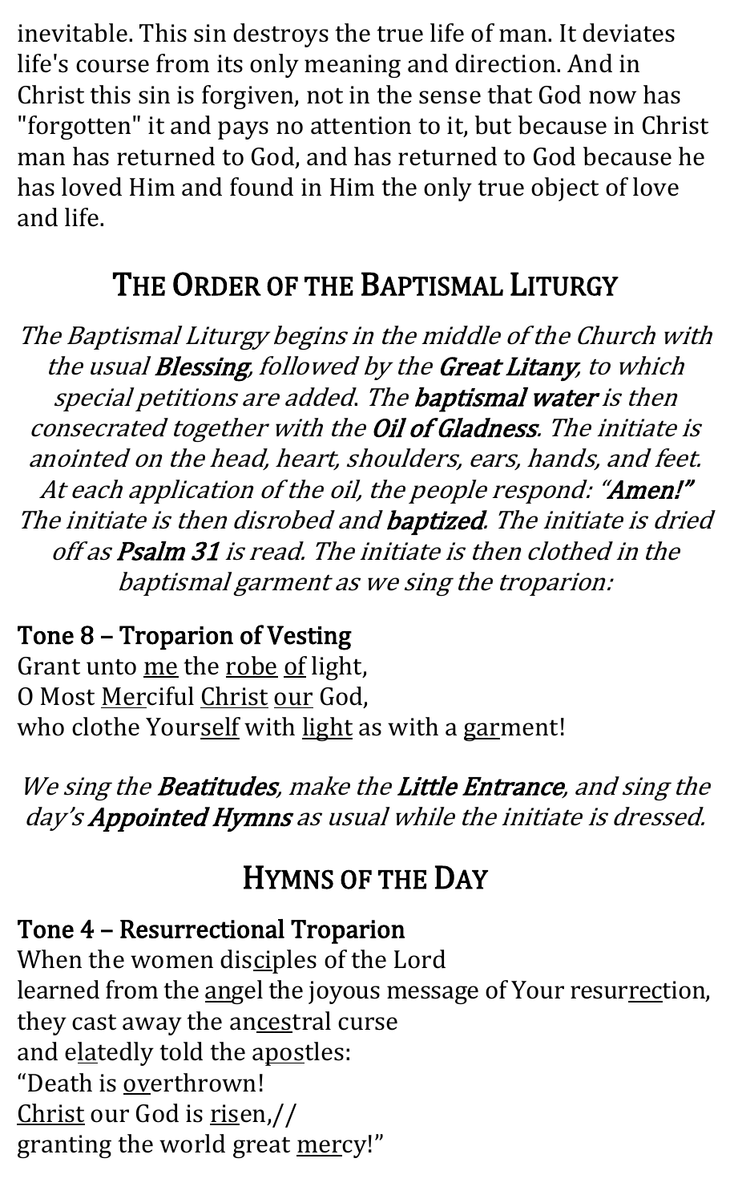inevitable. This sin destroys the true life of man. It deviates life's course from its only meaning and direction. And in Christ this sin is forgiven, not in the sense that God now has "forgotten" it and pays no attention to it, but because in Christ man has returned to God, and has returned to God because he has loved Him and found in Him the only true object of love and life.

## THE ORDER OF THE BAPTISMAL LITURGY

*The Baptismal Liturgy begins in the middle of the Church with the usual **Blessing**, followed by the **Great Litany**, to which special petitions are added. The **baptismal water** is then consecrated together with the **Oil of Gladness**. The initiate is anointed on the head, heart, shoulders, ears, hands, and feet. At each application of the oil, the people respond: "**Amen!**" The initiate is then disrobed and **baptized**. The initiate is dried off as **Psalm 31** is read. The initiate is then clothed in the baptismal garment as we sing the troparion:*

**Tone 8 – Troparion of Vesting**
Grant unto me the robe of light,
O Most Merciful Christ our God,
who clothe Yourself with light as with a garment!

*We sing the **Beatitudes**, make the **Little Entrance**, and sing the day's **Appointed Hymns** as usual while the initiate is dressed.*

## HYMNS OF THE DAY

**Tone 4 – Resurrectional Troparion**
When the women disciples of the Lord
learned from the angel the joyous message of Your resurrection,
they cast away the ancestral curse
and elatedly told the apostles:
"Death is overthrown!
Christ our God is risen,//
granting the world great mercy!"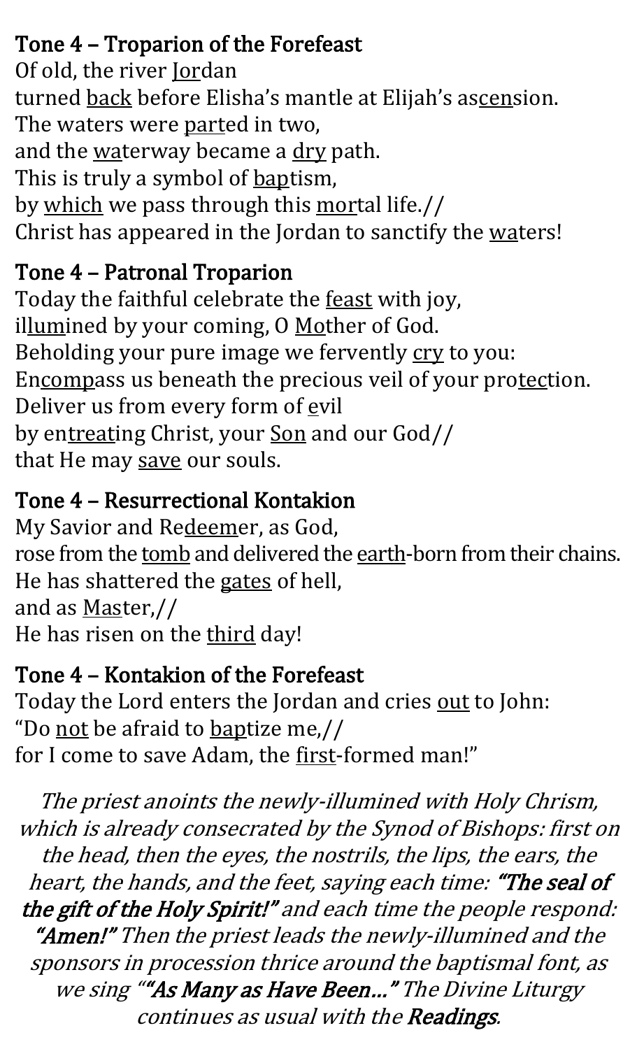### Tone 4 – Troparion of the Forefeast

Of old, the river <u>Jor</u>dan  
turned <u>back</u> before Elisha's mantle at Elijah's as<u>cen</u>sion.  
The waters were <u>part</u>ed in two,  
and the <u>wa</u>terway became a <u>dry</u> path.  
This is truly a symbol of <u>bap</u>tism,  
by <u>which</u> we pass through this <u>mor</u>tal life.//  
Christ has appeared in the Jordan to sanctify the <u>wa</u>ters!

### Tone 4 – Patronal Troparion

Today the faithful celebrate the <u>feast</u> with joy,  
il<u>lum</u>ined by your coming, O <u>Mo</u>ther of God.  
Beholding your pure image we fervently <u>cry</u> to you:  
En<u>comp</u>ass us beneath the precious veil of your pro<u>tec</u>tion.  
Deliver us from every form of <u>e</u>vil  
by en<u>treat</u>ing Christ, your <u>Son</u> and our God//  
that He may <u>save</u> our souls.

### Tone 4 – Resurrectional Kontakion

My Savior and Re<u>deem</u>er, as God,  
rose from the <u>tomb</u> and delivered the <u>earth</u>-born from their chains.  
He has shattered the <u>gates</u> of hell,  
and as <u>Mas</u>ter,//  
He has risen on the <u>third</u> day!

### Tone 4 – Kontakion of the Forefeast

Today the Lord enters the Jordan and cries <u>out</u> to John:  
"Do <u>not</u> be afraid to <u>bap</u>tize me,//  
for I come to save Adam, the <u>first</u>-formed man!"

*The priest anoints the newly-illumined with Holy Chrism, which is already consecrated by the Synod of Bishops: first on the head, then the eyes, the nostrils, the lips, the ears, the heart, the hands, and the feet, saying each time:* ***"The seal of the gift of the Holy Spirit!"*** *and each time the people respond:* ***"Amen!"*** *Then the priest leads the newly-illumined and the sponsors in procession thrice around the baptismal font, as we sing "****"As Many as Have Been…"*** *The Divine Liturgy continues as usual with the* ***Readings****.*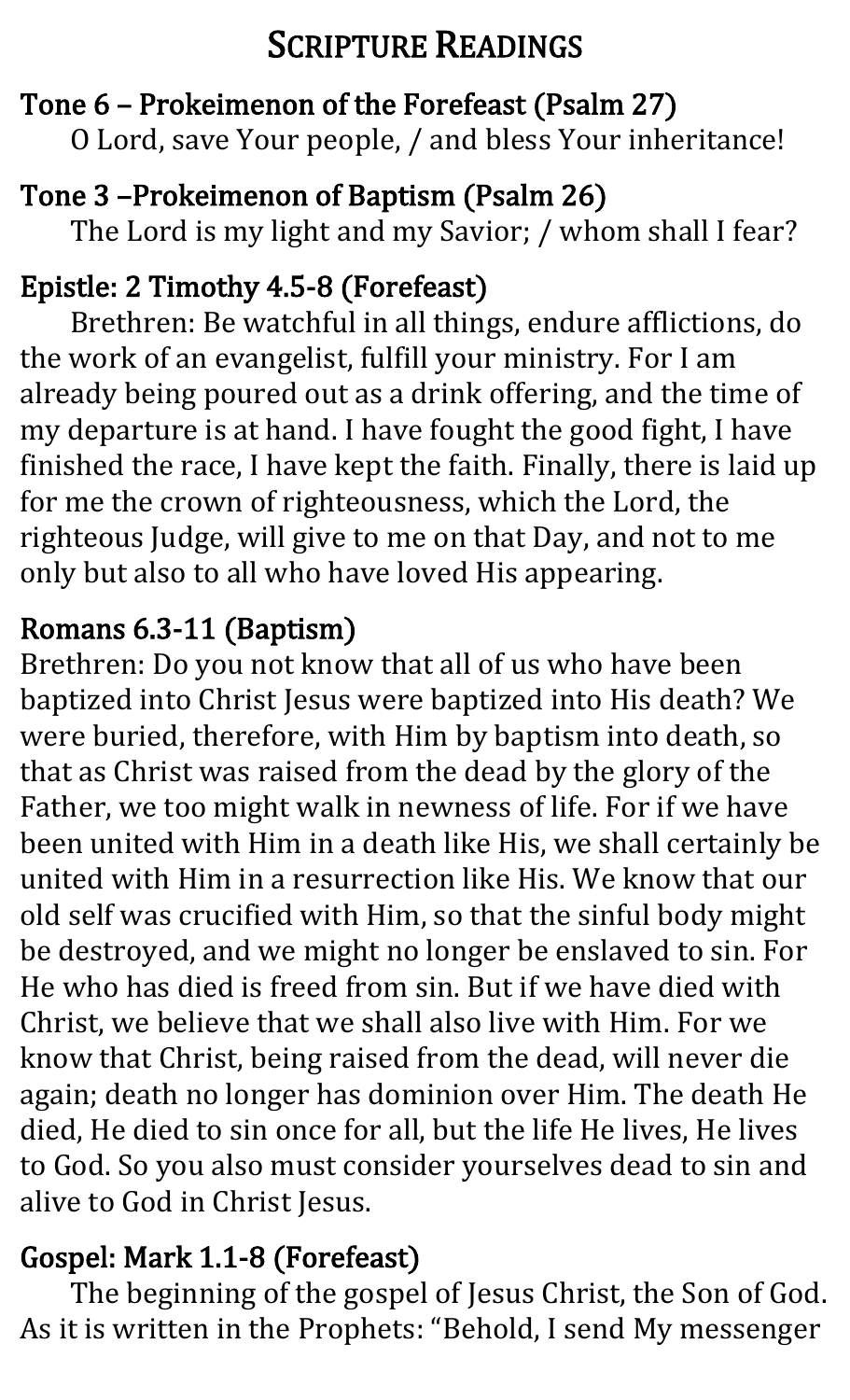# Scripture Readings

### Tone 6 – Prokeimenon of the Forefeast (Psalm 27)

O Lord, save Your people, / and bless Your inheritance!

### Tone 3 –Prokeimenon of Baptism (Psalm 26)

The Lord is my light and my Savior; / whom shall I fear?

### Epistle: 2 Timothy 4.5-8 (Forefeast)

Brethren: Be watchful in all things, endure afflictions, do the work of an evangelist, fulfill your ministry. For I am already being poured out as a drink offering, and the time of my departure is at hand. I have fought the good fight, I have finished the race, I have kept the faith. Finally, there is laid up for me the crown of righteousness, which the Lord, the righteous Judge, will give to me on that Day, and not to me only but also to all who have loved His appearing.

### Romans 6.3-11 (Baptism)

Brethren: Do you not know that all of us who have been baptized into Christ Jesus were baptized into His death? We were buried, therefore, with Him by baptism into death, so that as Christ was raised from the dead by the glory of the Father, we too might walk in newness of life. For if we have been united with Him in a death like His, we shall certainly be united with Him in a resurrection like His. We know that our old self was crucified with Him, so that the sinful body might be destroyed, and we might no longer be enslaved to sin. For He who has died is freed from sin. But if we have died with Christ, we believe that we shall also live with Him. For we know that Christ, being raised from the dead, will never die again; death no longer has dominion over Him. The death He died, He died to sin once for all, but the life He lives, He lives to God. So you also must consider yourselves dead to sin and alive to God in Christ Jesus.

### Gospel: Mark 1.1-8 (Forefeast)

The beginning of the gospel of Jesus Christ, the Son of God. As it is written in the Prophets: "Behold, I send My messenger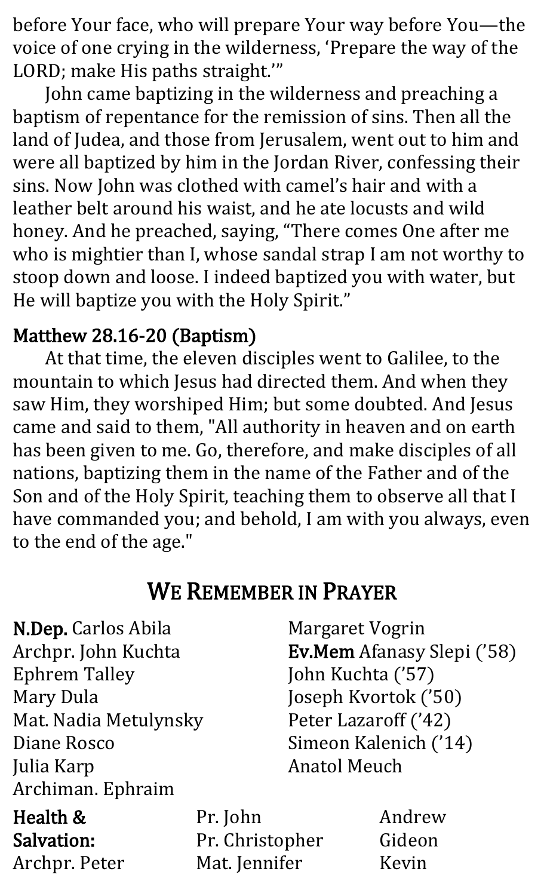before Your face, who will prepare Your way before You—the voice of one crying in the wilderness, 'Prepare the way of the LORD; make His paths straight.'"

John came baptizing in the wilderness and preaching a baptism of repentance for the remission of sins. Then all the land of Judea, and those from Jerusalem, went out to him and were all baptized by him in the Jordan River, confessing their sins. Now John was clothed with camel's hair and with a leather belt around his waist, and he ate locusts and wild honey. And he preached, saying, "There comes One after me who is mightier than I, whose sandal strap I am not worthy to stoop down and loose. I indeed baptized you with water, but He will baptize you with the Holy Spirit."

### Matthew 28.16-20 (Baptism)

At that time, the eleven disciples went to Galilee, to the mountain to which Jesus had directed them. And when they saw Him, they worshiped Him; but some doubted. And Jesus came and said to them, "All authority in heaven and on earth has been given to me. Go, therefore, and make disciples of all nations, baptizing them in the name of the Father and of the Son and of the Holy Spirit, teaching them to observe all that I have commanded you; and behold, I am with you always, even to the end of the age."

## We Remember in Prayer

**N.Dep.** Carlos Abila
Archpr. John Kuchta
Ephrem Talley
Mary Dula
Mat. Nadia Metulynsky
Diane Rosco
Julia Karp
Archiman. Ephraim
Margaret Vogrin

**Ev.Mem** Afanasy Slepi ('58)
John Kuchta ('57)
Joseph Kvortok ('50)
Peter Lazaroff ('42)
Simeon Kalenich ('14)
Anatol Meuch

**Health & Salvation:**
Archpr. Peter
Pr. John
Pr. Christopher
Mat. Jennifer
Andrew
Gideon
Kevin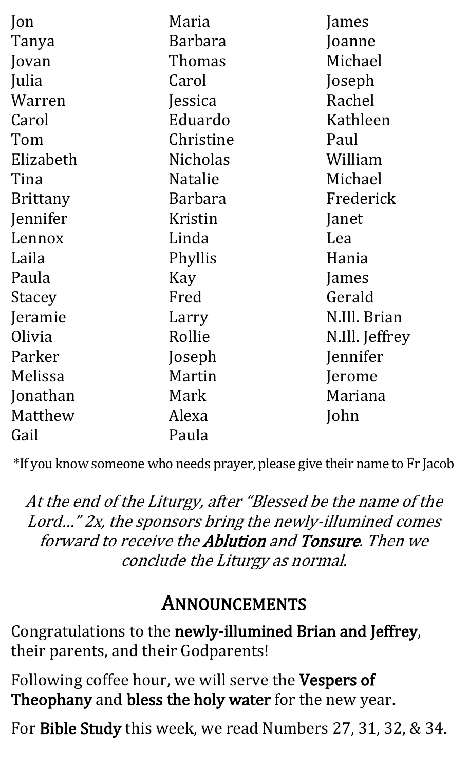Jon
Tanya
Jovan
Julia
Warren
Carol
Tom
Elizabeth
Tina
Brittany
Jennifer
Lennox
Laila
Paula
Stacey
Jeramie
Olivia
Parker
Melissa
Jonathan
Matthew
Gail

Maria
Barbara
Thomas
Carol
Jessica
Eduardo
Christine
Nicholas
Natalie
Barbara
Kristin
Linda
Phyllis
Kay
Fred
Larry
Rollie
Joseph
Martin
Mark
Alexa
Paula

James
Joanne
Michael
Joseph
Rachel
Kathleen
Paul
William
Michael
Frederick
Janet
Lea
Hania
James
Gerald
N.Ill. Brian
N.Ill. Jeffrey
Jennifer
Jerome
Mariana
John

*If you know someone who needs prayer, please give their name to Fr Jacob

*At the end of the Liturgy, after "Blessed be the name of the Lord…" 2x, the sponsors bring the newly-illumined comes forward to receive the **Ablution** and **Tonsure**. Then we conclude the Liturgy as normal.*

## ANNOUNCEMENTS

Congratulations to the **newly-illumined Brian and Jeffrey**, their parents, and their Godparents!

Following coffee hour, we will serve the **Vespers of Theophany** and **bless the holy water** for the new year.

For **Bible Study** this week, we read Numbers 27, 31, 32, & 34.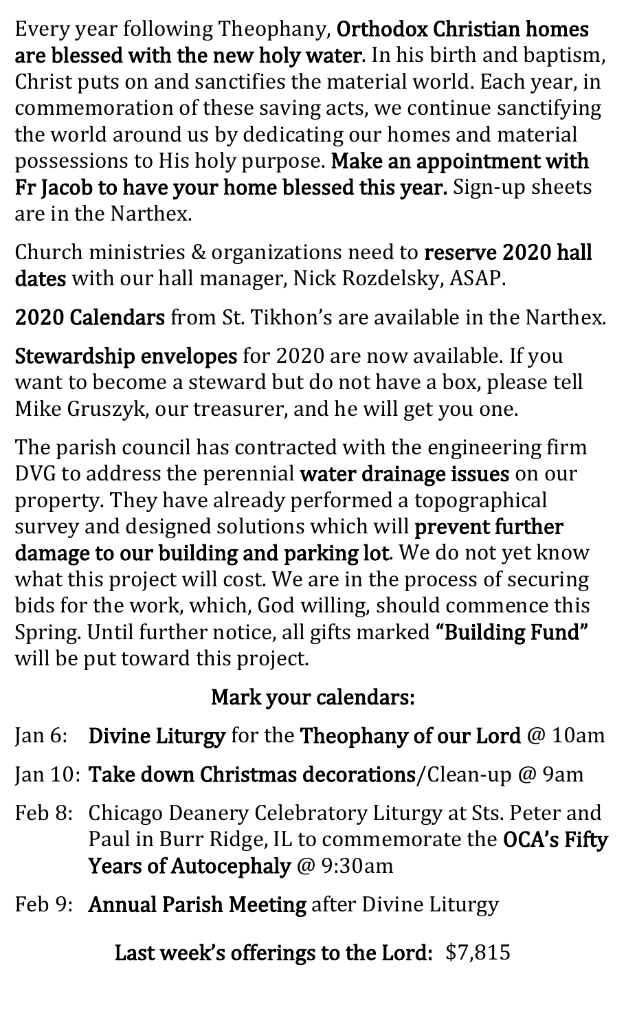Every year following Theophany, **Orthodox Christian homes are blessed with the new holy water**. In his birth and baptism, Christ puts on and sanctifies the material world. Each year, in commemoration of these saving acts, we continue sanctifying the world around us by dedicating our homes and material possessions to His holy purpose. **Make an appointment with Fr Jacob to have your home blessed this year.** Sign-up sheets are in the Narthex.

Church ministries & organizations need to **reserve 2020 hall dates** with our hall manager, Nick Rozdelsky, ASAP.

**2020 Calendars** from St. Tikhon's are available in the Narthex.

**Stewardship envelopes** for 2020 are now available. If you want to become a steward but do not have a box, please tell Mike Gruszyk, our treasurer, and he will get you one.

The parish council has contracted with the engineering firm DVG to address the perennial **water drainage issues** on our property. They have already performed a topographical survey and designed solutions which will **prevent further damage to our building and parking lot**. We do not yet know what this project will cost. We are in the process of securing bids for the work, which, God willing, should commence this Spring. Until further notice, all gifts marked **"Building Fund"** will be put toward this project.

**Mark your calendars:**

- Jan 6: **Divine Liturgy** for the **Theophany of our Lord** @ 10am
- Jan 10: **Take down Christmas decorations**/Clean-up @ 9am
- Feb 8: Chicago Deanery Celebratory Liturgy at Sts. Peter and Paul in Burr Ridge, IL to commemorate the **OCA's Fifty Years of Autocephaly** @ 9:30am
- Feb 9: **Annual Parish Meeting** after Divine Liturgy

**Last week's offerings to the Lord:** $7,815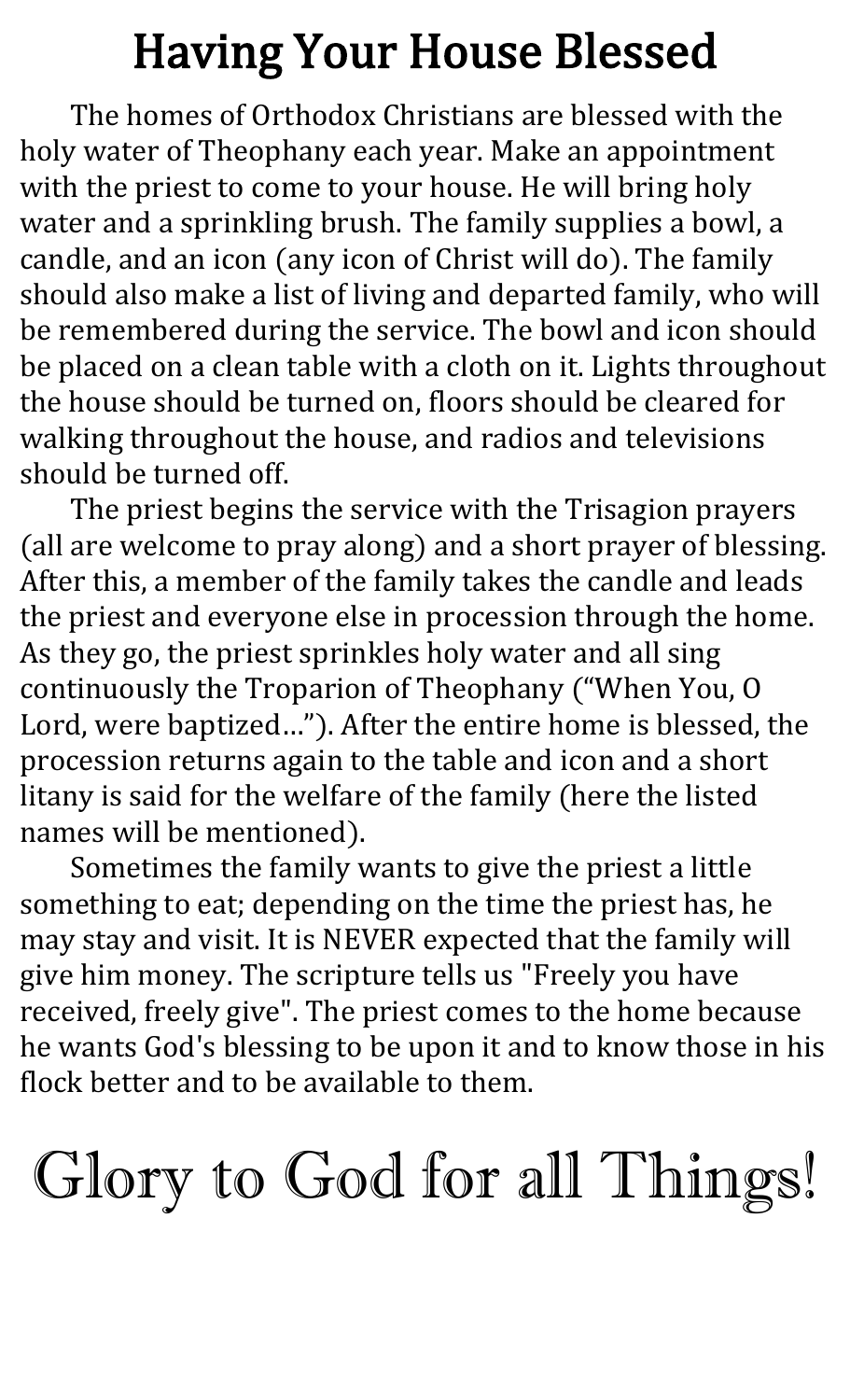# Having Your House Blessed

The homes of Orthodox Christians are blessed with the holy water of Theophany each year. Make an appointment with the priest to come to your house. He will bring holy water and a sprinkling brush. The family supplies a bowl, a candle, and an icon (any icon of Christ will do). The family should also make a list of living and departed family, who will be remembered during the service. The bowl and icon should be placed on a clean table with a cloth on it. Lights throughout the house should be turned on, floors should be cleared for walking throughout the house, and radios and televisions should be turned off.

The priest begins the service with the Trisagion prayers (all are welcome to pray along) and a short prayer of blessing. After this, a member of the family takes the candle and leads the priest and everyone else in procession through the home. As they go, the priest sprinkles holy water and all sing continuously the Troparion of Theophany ("When You, O Lord, were baptized…"). After the entire home is blessed, the procession returns again to the table and icon and a short litany is said for the welfare of the family (here the listed names will be mentioned).

Sometimes the family wants to give the priest a little something to eat; depending on the time the priest has, he may stay and visit. It is NEVER expected that the family will give him money. The scripture tells us "Freely you have received, freely give". The priest comes to the home because he wants God's blessing to be upon it and to know those in his flock better and to be available to them.

# Glory to God for all Things!